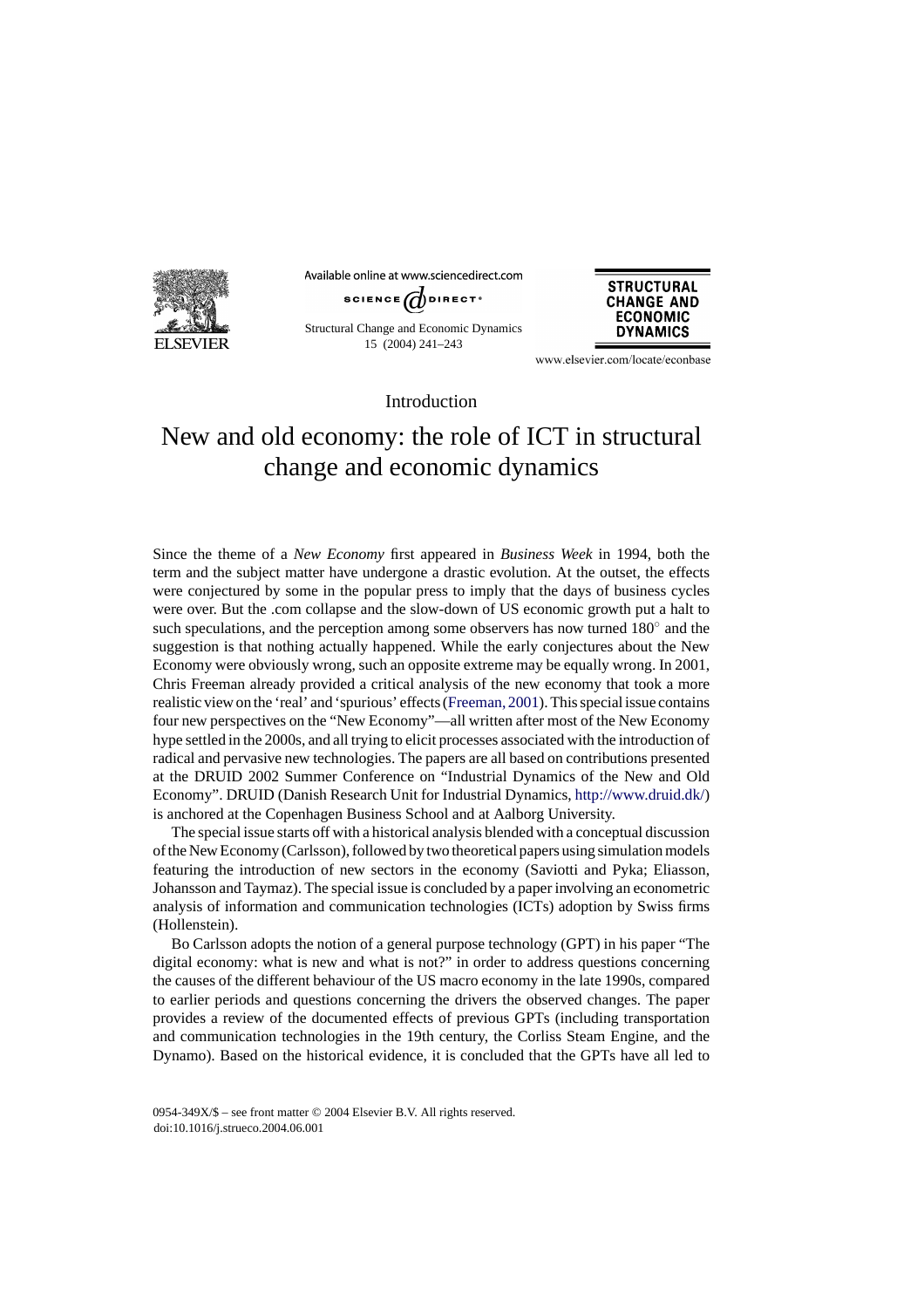Introduction

# New and old economy: the role of ICT in structural change and economic dynamics

Since the theme of a *New Economy* first appeared in *Business Week* in 1994, both the term and the subject matter have undergone a drastic evolution. At the outset, the effects were conjectured by some in the popular press to imply that the days of business cycles were over. But the .com collapse and the slow-down of US economic growth put a halt to such speculations, and the perception among some observers has now turned 180° and the suggestion is that nothing actually happened. While the early conjectures about the New Economy were obviously wrong, such an opposite extreme may be equally wrong. In 2001, Chris Freeman already provided a critical analysis of the new economy that took a more realistic view on the 'real' and 'spurious' effects (Freeman, 2001). This special issue contains four new perspectives on the "New Economy"—all written after most of the New Economy hype settled in the 2000s, and all trying to elicit processes associated with the introduction of radical and pervasive new technologies. The papers are all based on contributions presented at the DRUID 2002 Summer Conference on "Industrial Dynamics of the New and Old Economy". DRUID (Danish Research Unit for Industrial Dynamics, http://www.druid.dk/) is anchored at the Copenhagen Business School and at Aalborg University.

The special issue starts off with a historical analysis blended with a conceptual discussion of the New Economy (Carlsson), followed by two theoretical papers using simulation models featuring the introduction of new sectors in the economy (Saviotti and Pyka; Eliasson, Johansson and Taymaz). The special issue is concluded by a paper involving an econometric analysis of information and communication technologies (ICTs) adoption by Swiss firms (Hollenstein).

Bo Carlsson adopts the notion of a general purpose technology (GPT) in his paper "The digital economy: what is new and what is not?" in order to address questions concerning the causes of the different behaviour of the US macro economy in the late 1990s, compared to earlier periods and questions concerning the drivers the observed changes. The paper provides a review of the documented effects of previous GPTs (including transportation and communication technologies in the 19th century, the Corliss Steam Engine, and the Dynamo). Based on the historical evidence, it is concluded that the GPTs have all led to

0954-349X/$ – see front matter © 2004 Elsevier B.V. All rights reserved.
doi:10.1016/j.strueco.2004.06.001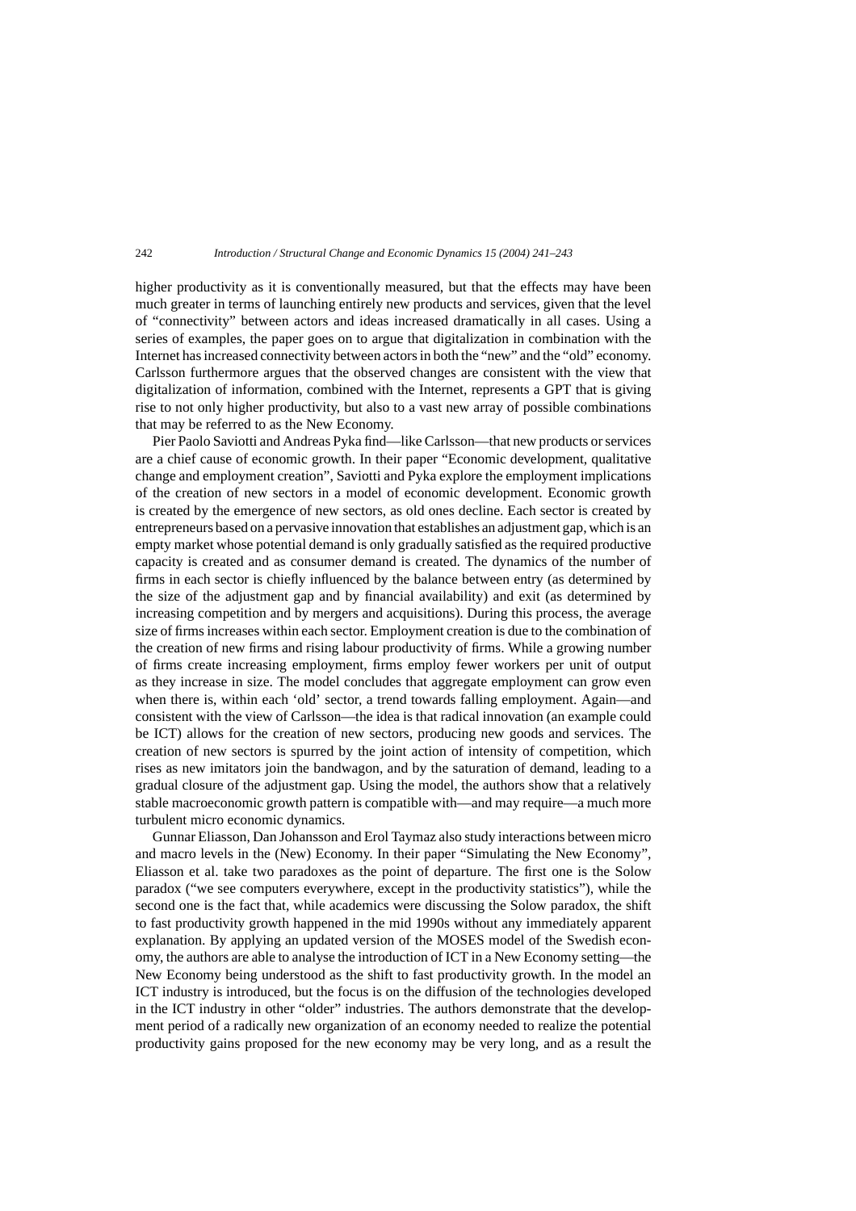higher productivity as it is conventionally measured, but that the effects may have been much greater in terms of launching entirely new products and services, given that the level of "connectivity" between actors and ideas increased dramatically in all cases. Using a series of examples, the paper goes on to argue that digitalization in combination with the Internet has increased connectivity between actors in both the "new" and the "old" economy. Carlsson furthermore argues that the observed changes are consistent with the view that digitalization of information, combined with the Internet, represents a GPT that is giving rise to not only higher productivity, but also to a vast new array of possible combinations that may be referred to as the New Economy.

Pier Paolo Saviotti and Andreas Pyka find—like Carlsson—that new products or services are a chief cause of economic growth. In their paper "Economic development, qualitative change and employment creation", Saviotti and Pyka explore the employment implications of the creation of new sectors in a model of economic development. Economic growth is created by the emergence of new sectors, as old ones decline. Each sector is created by entrepreneurs based on a pervasive innovation that establishes an adjustment gap, which is an empty market whose potential demand is only gradually satisfied as the required productive capacity is created and as consumer demand is created. The dynamics of the number of firms in each sector is chiefly influenced by the balance between entry (as determined by the size of the adjustment gap and by financial availability) and exit (as determined by increasing competition and by mergers and acquisitions). During this process, the average size of firms increases within each sector. Employment creation is due to the combination of the creation of new firms and rising labour productivity of firms. While a growing number of firms create increasing employment, firms employ fewer workers per unit of output as they increase in size. The model concludes that aggregate employment can grow even when there is, within each 'old' sector, a trend towards falling employment. Again—and consistent with the view of Carlsson—the idea is that radical innovation (an example could be ICT) allows for the creation of new sectors, producing new goods and services. The creation of new sectors is spurred by the joint action of intensity of competition, which rises as new imitators join the bandwagon, and by the saturation of demand, leading to a gradual closure of the adjustment gap. Using the model, the authors show that a relatively stable macroeconomic growth pattern is compatible with—and may require—a much more turbulent micro economic dynamics.

Gunnar Eliasson, Dan Johansson and Erol Taymaz also study interactions between micro and macro levels in the (New) Economy. In their paper "Simulating the New Economy", Eliasson et al. take two paradoxes as the point of departure. The first one is the Solow paradox ("we see computers everywhere, except in the productivity statistics"), while the second one is the fact that, while academics were discussing the Solow paradox, the shift to fast productivity growth happened in the mid 1990s without any immediately apparent explanation. By applying an updated version of the MOSES model of the Swedish economy, the authors are able to analyse the introduction of ICT in a New Economy setting—the New Economy being understood as the shift to fast productivity growth. In the model an ICT industry is introduced, but the focus is on the diffusion of the technologies developed in the ICT industry in other "older" industries. The authors demonstrate that the development period of a radically new organization of an economy needed to realize the potential productivity gains proposed for the new economy may be very long, and as a result the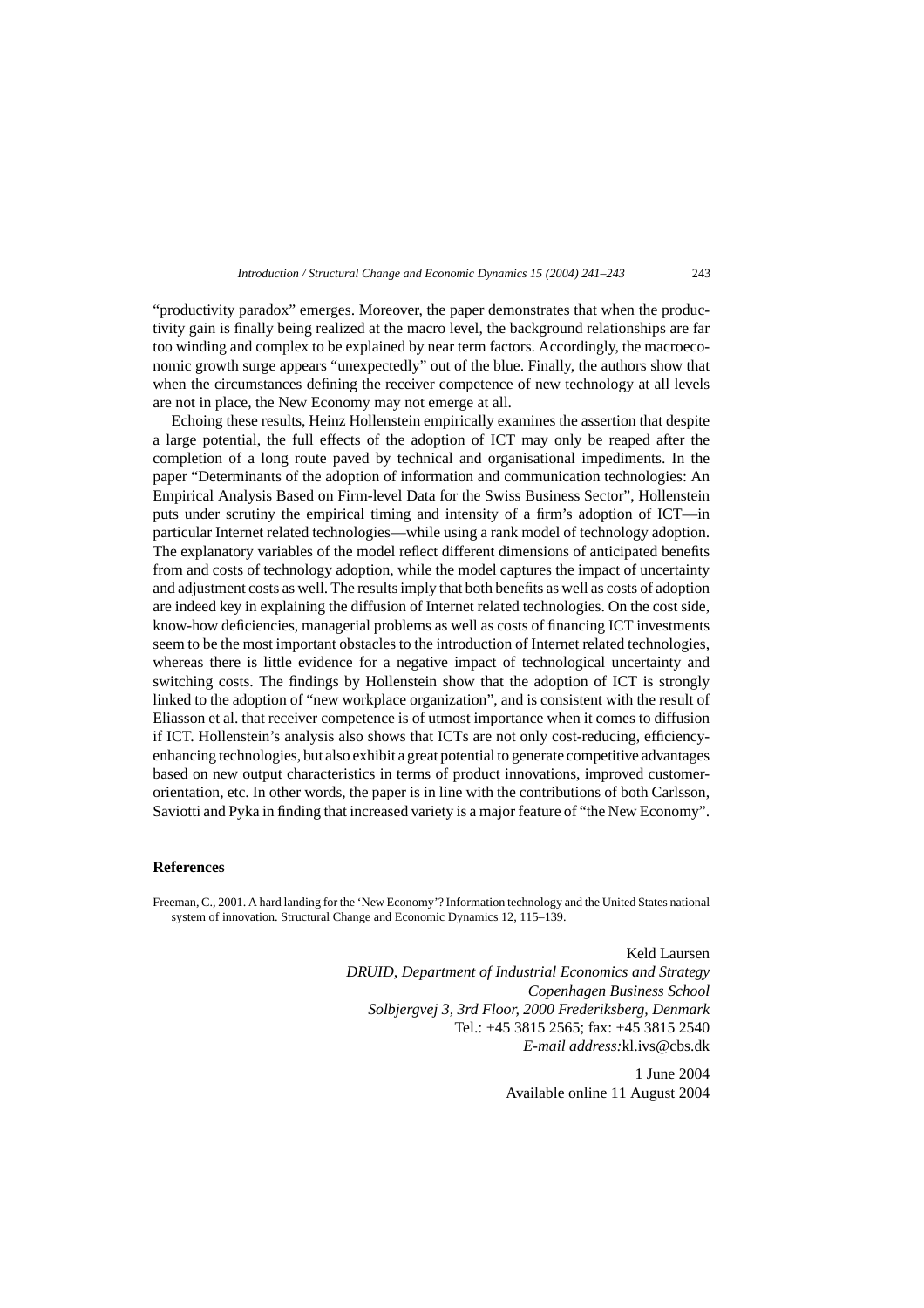"productivity paradox" emerges. Moreover, the paper demonstrates that when the productivity gain is finally being realized at the macro level, the background relationships are far too winding and complex to be explained by near term factors. Accordingly, the macroeconomic growth surge appears "unexpectedly" out of the blue. Finally, the authors show that when the circumstances defining the receiver competence of new technology at all levels are not in place, the New Economy may not emerge at all.

Echoing these results, Heinz Hollenstein empirically examines the assertion that despite a large potential, the full effects of the adoption of ICT may only be reaped after the completion of a long route paved by technical and organisational impediments. In the paper "Determinants of the adoption of information and communication technologies: An Empirical Analysis Based on Firm-level Data for the Swiss Business Sector", Hollenstein puts under scrutiny the empirical timing and intensity of a firm's adoption of ICT—in particular Internet related technologies—while using a rank model of technology adoption. The explanatory variables of the model reflect different dimensions of anticipated benefits from and costs of technology adoption, while the model captures the impact of uncertainty and adjustment costs as well. The results imply that both benefits as well as costs of adoption are indeed key in explaining the diffusion of Internet related technologies. On the cost side, know-how deficiencies, managerial problems as well as costs of financing ICT investments seem to be the most important obstacles to the introduction of Internet related technologies, whereas there is little evidence for a negative impact of technological uncertainty and switching costs. The findings by Hollenstein show that the adoption of ICT is strongly linked to the adoption of "new workplace organization", and is consistent with the result of Eliasson et al. that receiver competence is of utmost importance when it comes to diffusion if ICT. Hollenstein's analysis also shows that ICTs are not only cost-reducing, efficiency-enhancing technologies, but also exhibit a great potential to generate competitive advantages based on new output characteristics in terms of product innovations, improved customer-orientation, etc. In other words, the paper is in line with the contributions of both Carlsson, Saviotti and Pyka in finding that increased variety is a major feature of "the New Economy".

## References

Freeman, C., 2001. A hard landing for the 'New Economy'? Information technology and the United States national system of innovation. Structural Change and Economic Dynamics 12, 115–139.

Keld Laursen
*DRUID, Department of Industrial Economics and Strategy*
*Copenhagen Business School*
*Solbjergvej 3, 3rd Floor, 2000 Frederiksberg, Denmark*
Tel.: +45 3815 2565; fax: +45 3815 2540
*E-mail address:* kl.ivs@cbs.dk

1 June 2004
Available online 11 August 2004